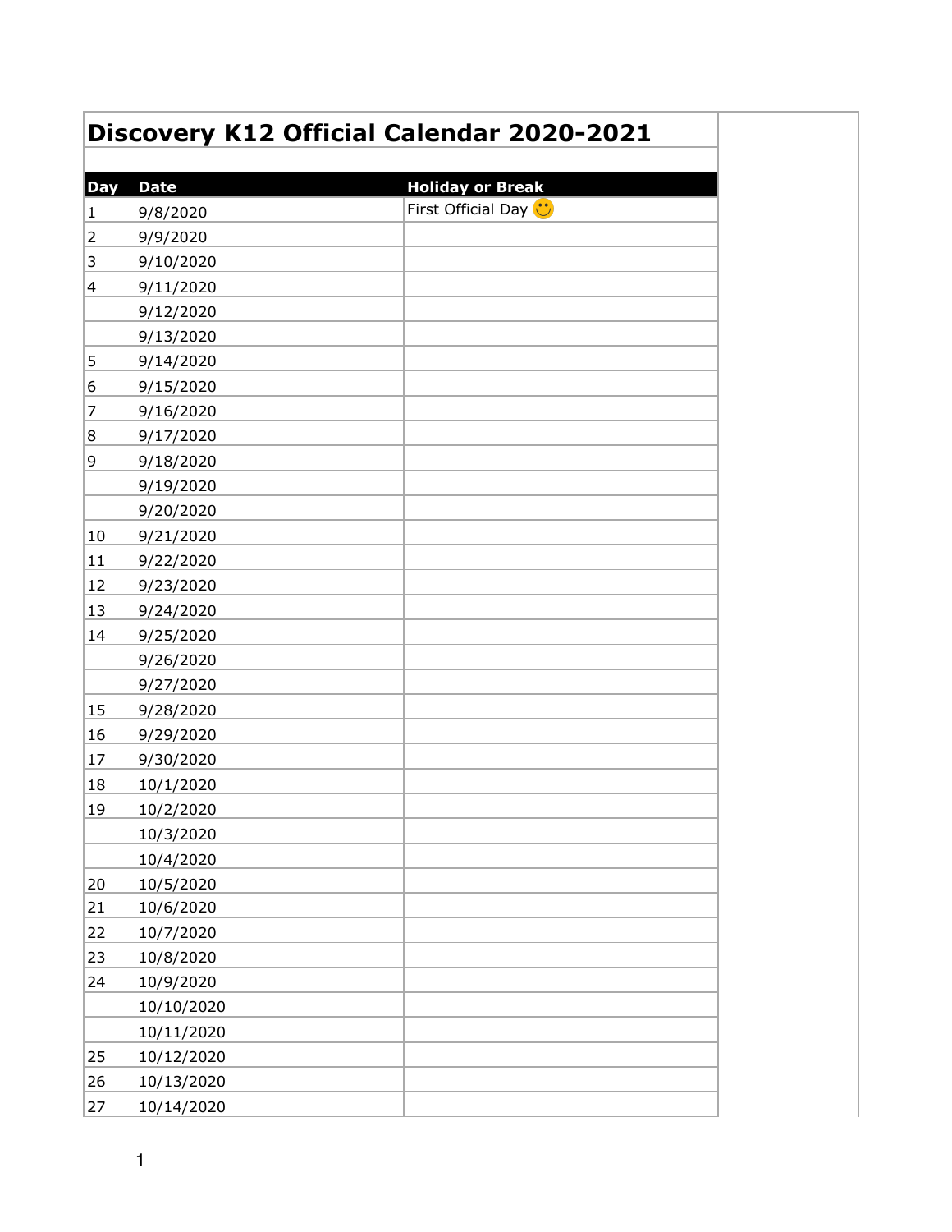# Discovery K12 Official Calendar 2020-2021

| Day | Date | Holiday or Break |
|---|---|---|
| 1 | 9/8/2020 | First Official Day 🙂 |
| 2 | 9/9/2020 | |
| 3 | 9/10/2020 | |
| 4 | 9/11/2020 | |
| | 9/12/2020 | |
| | 9/13/2020 | |
| 5 | 9/14/2020 | |
| 6 | 9/15/2020 | |
| 7 | 9/16/2020 | |
| 8 | 9/17/2020 | |
| 9 | 9/18/2020 | |
| | 9/19/2020 | |
| | 9/20/2020 | |
| 10 | 9/21/2020 | |
| 11 | 9/22/2020 | |
| 12 | 9/23/2020 | |
| 13 | 9/24/2020 | |
| 14 | 9/25/2020 | |
| | 9/26/2020 | |
| | 9/27/2020 | |
| 15 | 9/28/2020 | |
| 16 | 9/29/2020 | |
| 17 | 9/30/2020 | |
| 18 | 10/1/2020 | |
| 19 | 10/2/2020 | |
| | 10/3/2020 | |
| | 10/4/2020 | |
| 20 | 10/5/2020 | |
| 21 | 10/6/2020 | |
| 22 | 10/7/2020 | |
| 23 | 10/8/2020 | |
| 24 | 10/9/2020 | |
| | 10/10/2020 | |
| | 10/11/2020 | |
| 25 | 10/12/2020 | |
| 26 | 10/13/2020 | |
| 27 | 10/14/2020 | |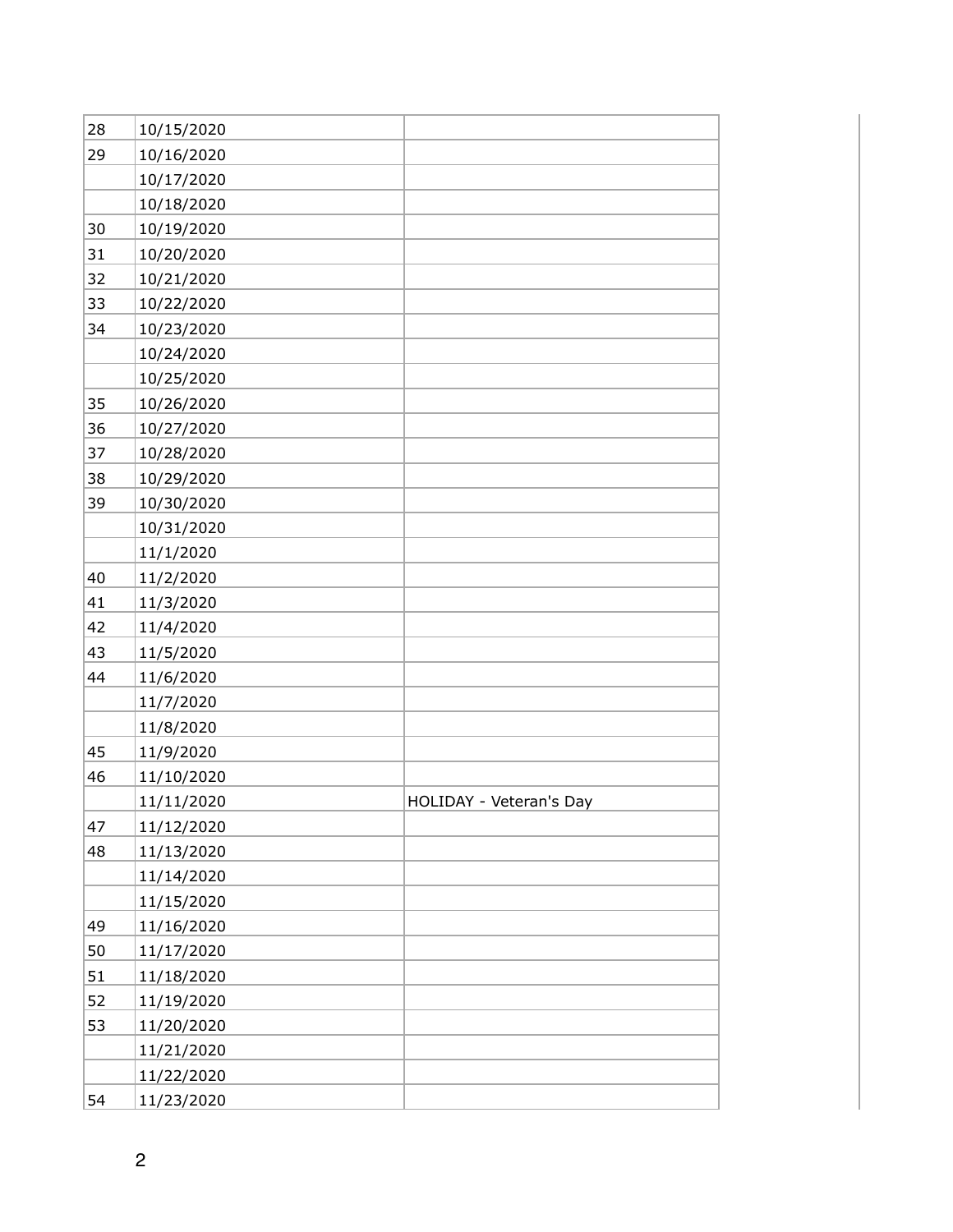| | | |
|---|---|---|
| 28 | 10/15/2020 | |
| 29 | 10/16/2020 | |
| | 10/17/2020 | |
| | 10/18/2020 | |
| 30 | 10/19/2020 | |
| 31 | 10/20/2020 | |
| 32 | 10/21/2020 | |
| 33 | 10/22/2020 | |
| 34 | 10/23/2020 | |
| | 10/24/2020 | |
| | 10/25/2020 | |
| 35 | 10/26/2020 | |
| 36 | 10/27/2020 | |
| 37 | 10/28/2020 | |
| 38 | 10/29/2020 | |
| 39 | 10/30/2020 | |
| | 10/31/2020 | |
| | 11/1/2020 | |
| 40 | 11/2/2020 | |
| 41 | 11/3/2020 | |
| 42 | 11/4/2020 | |
| 43 | 11/5/2020 | |
| 44 | 11/6/2020 | |
| | 11/7/2020 | |
| | 11/8/2020 | |
| 45 | 11/9/2020 | |
| 46 | 11/10/2020 | |
| | 11/11/2020 | HOLIDAY - Veteran's Day |
| 47 | 11/12/2020 | |
| 48 | 11/13/2020 | |
| | 11/14/2020 | |
| | 11/15/2020 | |
| 49 | 11/16/2020 | |
| 50 | 11/17/2020 | |
| 51 | 11/18/2020 | |
| 52 | 11/19/2020 | |
| 53 | 11/20/2020 | |
| | 11/21/2020 | |
| | 11/22/2020 | |
| 54 | 11/23/2020 | |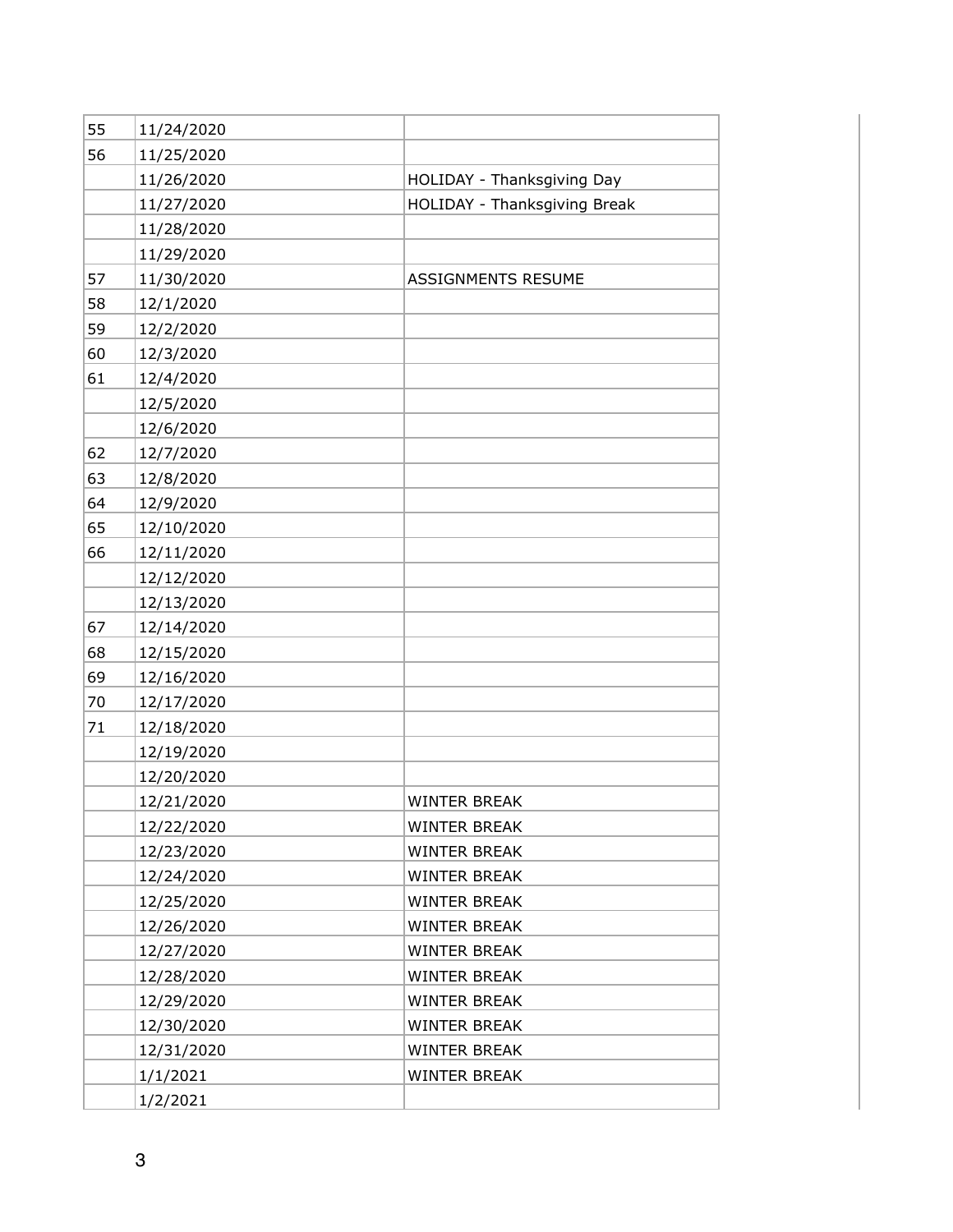| | | |
|---|---|---|
| 55 | 11/24/2020 | |
| 56 | 11/25/2020 | |
| | 11/26/2020 | HOLIDAY - Thanksgiving Day |
| | 11/27/2020 | HOLIDAY - Thanksgiving Break |
| | 11/28/2020 | |
| | 11/29/2020 | |
| 57 | 11/30/2020 | ASSIGNMENTS RESUME |
| 58 | 12/1/2020 | |
| 59 | 12/2/2020 | |
| 60 | 12/3/2020 | |
| 61 | 12/4/2020 | |
| | 12/5/2020 | |
| | 12/6/2020 | |
| 62 | 12/7/2020 | |
| 63 | 12/8/2020 | |
| 64 | 12/9/2020 | |
| 65 | 12/10/2020 | |
| 66 | 12/11/2020 | |
| | 12/12/2020 | |
| | 12/13/2020 | |
| 67 | 12/14/2020 | |
| 68 | 12/15/2020 | |
| 69 | 12/16/2020 | |
| 70 | 12/17/2020 | |
| 71 | 12/18/2020 | |
| | 12/19/2020 | |
| | 12/20/2020 | |
| | 12/21/2020 | WINTER BREAK |
| | 12/22/2020 | WINTER BREAK |
| | 12/23/2020 | WINTER BREAK |
| | 12/24/2020 | WINTER BREAK |
| | 12/25/2020 | WINTER BREAK |
| | 12/26/2020 | WINTER BREAK |
| | 12/27/2020 | WINTER BREAK |
| | 12/28/2020 | WINTER BREAK |
| | 12/29/2020 | WINTER BREAK |
| | 12/30/2020 | WINTER BREAK |
| | 12/31/2020 | WINTER BREAK |
| | 1/1/2021 | WINTER BREAK |
| | 1/2/2021 | |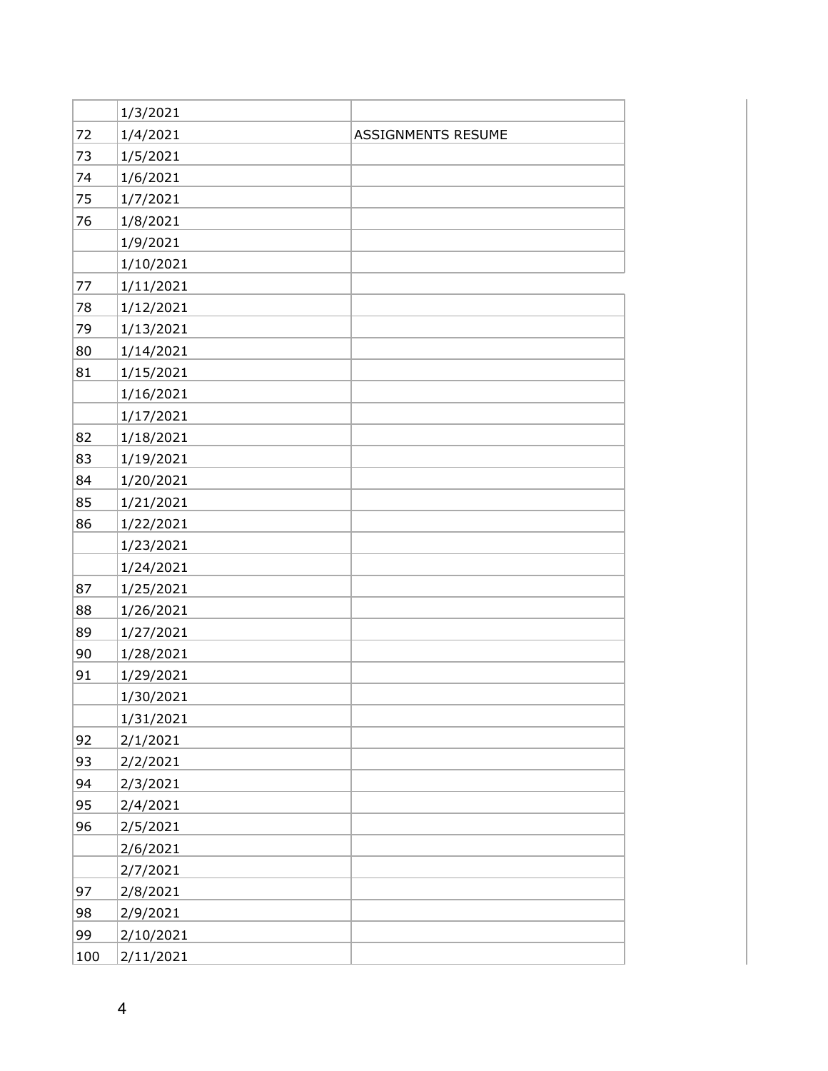| | | |
|---|---|---|
| | 1/3/2021 | |
| 72 | 1/4/2021 | ASSIGNMENTS RESUME |
| 73 | 1/5/2021 | |
| 74 | 1/6/2021 | |
| 75 | 1/7/2021 | |
| 76 | 1/8/2021 | |
| | 1/9/2021 | |
| | 1/10/2021 | |
| 77 | 1/11/2021 | |
| 78 | 1/12/2021 | |
| 79 | 1/13/2021 | |
| 80 | 1/14/2021 | |
| 81 | 1/15/2021 | |
| | 1/16/2021 | |
| | 1/17/2021 | |
| 82 | 1/18/2021 | |
| 83 | 1/19/2021 | |
| 84 | 1/20/2021 | |
| 85 | 1/21/2021 | |
| 86 | 1/22/2021 | |
| | 1/23/2021 | |
| | 1/24/2021 | |
| 87 | 1/25/2021 | |
| 88 | 1/26/2021 | |
| 89 | 1/27/2021 | |
| 90 | 1/28/2021 | |
| 91 | 1/29/2021 | |
| | 1/30/2021 | |
| | 1/31/2021 | |
| 92 | 2/1/2021 | |
| 93 | 2/2/2021 | |
| 94 | 2/3/2021 | |
| 95 | 2/4/2021 | |
| 96 | 2/5/2021 | |
| | 2/6/2021 | |
| | 2/7/2021 | |
| 97 | 2/8/2021 | |
| 98 | 2/9/2021 | |
| 99 | 2/10/2021 | |
| 100 | 2/11/2021 | |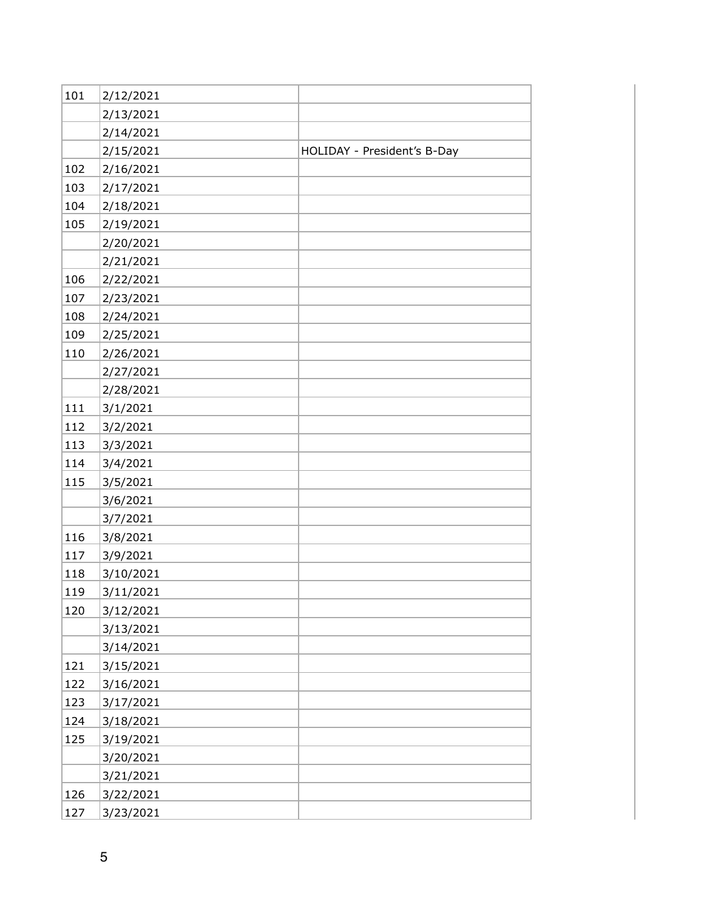| | | |
|---|---|---|
| 101 | 2/12/2021 | |
| | 2/13/2021 | |
| | 2/14/2021 | |
| | 2/15/2021 | HOLIDAY - President's B-Day |
| 102 | 2/16/2021 | |
| 103 | 2/17/2021 | |
| 104 | 2/18/2021 | |
| 105 | 2/19/2021 | |
| | 2/20/2021 | |
| | 2/21/2021 | |
| 106 | 2/22/2021 | |
| 107 | 2/23/2021 | |
| 108 | 2/24/2021 | |
| 109 | 2/25/2021 | |
| 110 | 2/26/2021 | |
| | 2/27/2021 | |
| | 2/28/2021 | |
| 111 | 3/1/2021 | |
| 112 | 3/2/2021 | |
| 113 | 3/3/2021 | |
| 114 | 3/4/2021 | |
| 115 | 3/5/2021 | |
| | 3/6/2021 | |
| | 3/7/2021 | |
| 116 | 3/8/2021 | |
| 117 | 3/9/2021 | |
| 118 | 3/10/2021 | |
| 119 | 3/11/2021 | |
| 120 | 3/12/2021 | |
| | 3/13/2021 | |
| | 3/14/2021 | |
| 121 | 3/15/2021 | |
| 122 | 3/16/2021 | |
| 123 | 3/17/2021 | |
| 124 | 3/18/2021 | |
| 125 | 3/19/2021 | |
| | 3/20/2021 | |
| | 3/21/2021 | |
| 126 | 3/22/2021 | |
| 127 | 3/23/2021 | |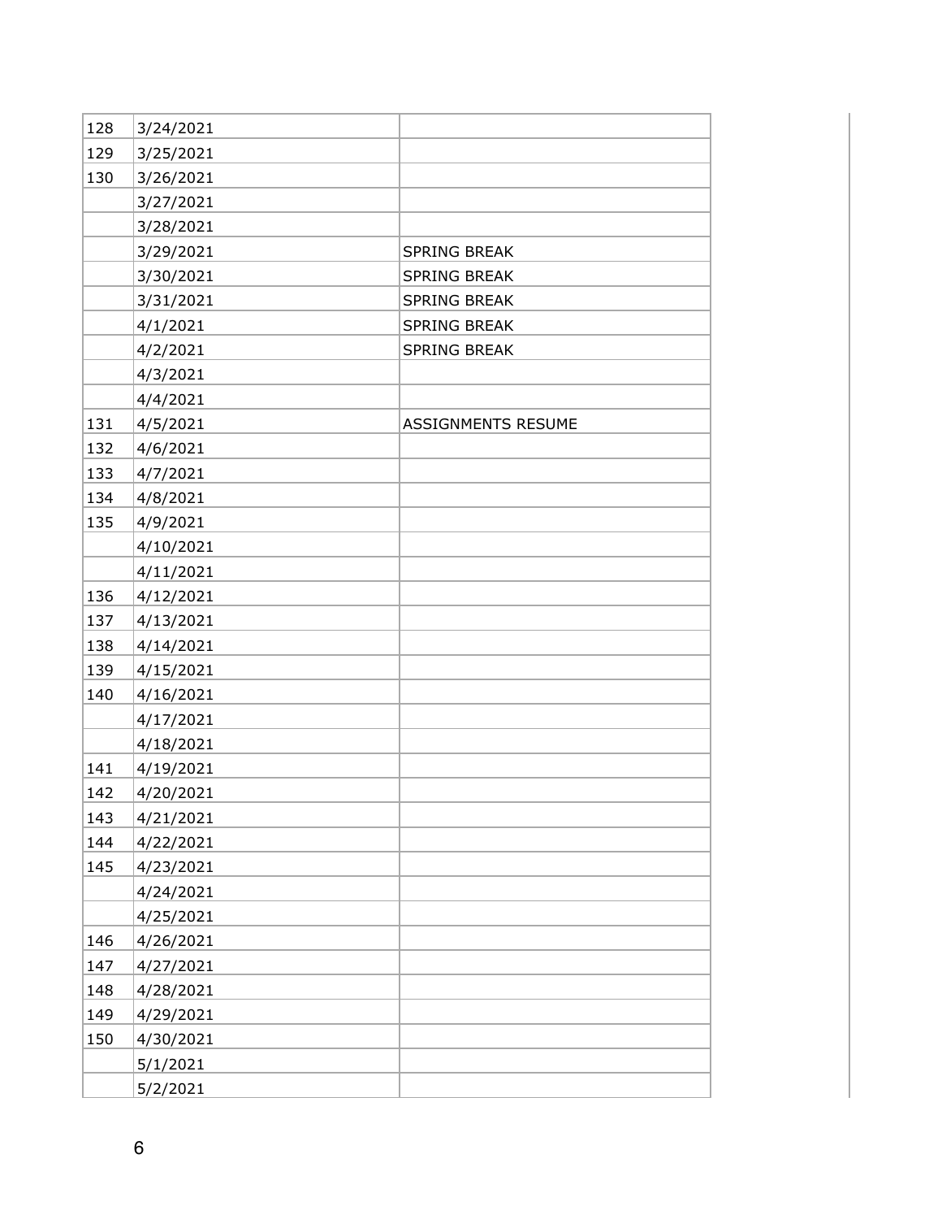| | | |
|---|---|---|
| 128 | 3/24/2021 | |
| 129 | 3/25/2021 | |
| 130 | 3/26/2021 | |
| | 3/27/2021 | |
| | 3/28/2021 | |
| | 3/29/2021 | SPRING BREAK |
| | 3/30/2021 | SPRING BREAK |
| | 3/31/2021 | SPRING BREAK |
| | 4/1/2021 | SPRING BREAK |
| | 4/2/2021 | SPRING BREAK |
| | 4/3/2021 | |
| | 4/4/2021 | |
| 131 | 4/5/2021 | ASSIGNMENTS RESUME |
| 132 | 4/6/2021 | |
| 133 | 4/7/2021 | |
| 134 | 4/8/2021 | |
| 135 | 4/9/2021 | |
| | 4/10/2021 | |
| | 4/11/2021 | |
| 136 | 4/12/2021 | |
| 137 | 4/13/2021 | |
| 138 | 4/14/2021 | |
| 139 | 4/15/2021 | |
| 140 | 4/16/2021 | |
| | 4/17/2021 | |
| | 4/18/2021 | |
| 141 | 4/19/2021 | |
| 142 | 4/20/2021 | |
| 143 | 4/21/2021 | |
| 144 | 4/22/2021 | |
| 145 | 4/23/2021 | |
| | 4/24/2021 | |
| | 4/25/2021 | |
| 146 | 4/26/2021 | |
| 147 | 4/27/2021 | |
| 148 | 4/28/2021 | |
| 149 | 4/29/2021 | |
| 150 | 4/30/2021 | |
| | 5/1/2021 | |
| | 5/2/2021 | |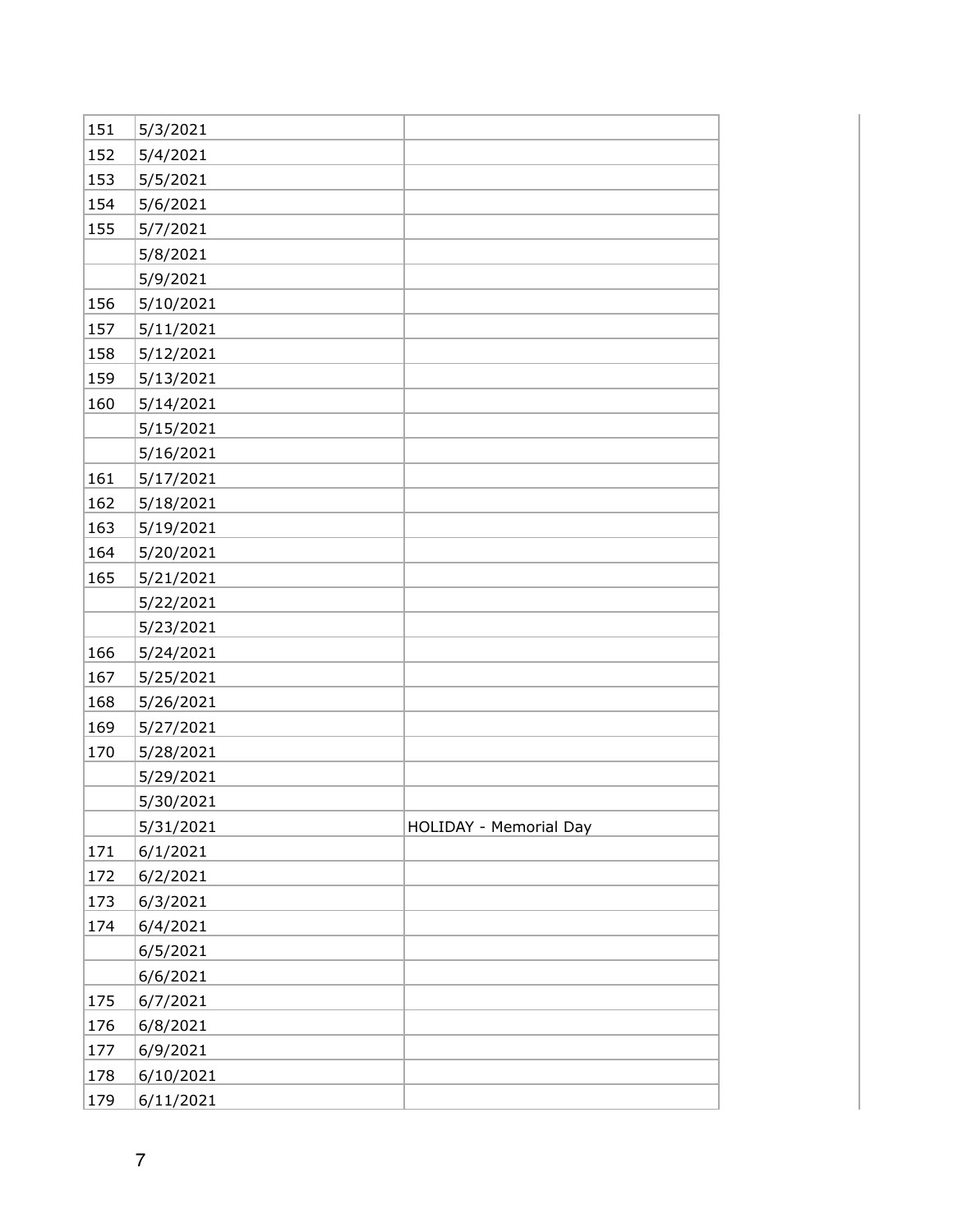| | | |
|---|---|---|
| 151 | 5/3/2021 | |
| 152 | 5/4/2021 | |
| 153 | 5/5/2021 | |
| 154 | 5/6/2021 | |
| 155 | 5/7/2021 | |
| | 5/8/2021 | |
| | 5/9/2021 | |
| 156 | 5/10/2021 | |
| 157 | 5/11/2021 | |
| 158 | 5/12/2021 | |
| 159 | 5/13/2021 | |
| 160 | 5/14/2021 | |
| | 5/15/2021 | |
| | 5/16/2021 | |
| 161 | 5/17/2021 | |
| 162 | 5/18/2021 | |
| 163 | 5/19/2021 | |
| 164 | 5/20/2021 | |
| 165 | 5/21/2021 | |
| | 5/22/2021 | |
| | 5/23/2021 | |
| 166 | 5/24/2021 | |
| 167 | 5/25/2021 | |
| 168 | 5/26/2021 | |
| 169 | 5/27/2021 | |
| 170 | 5/28/2021 | |
| | 5/29/2021 | |
| | 5/30/2021 | |
| | 5/31/2021 | HOLIDAY - Memorial Day |
| 171 | 6/1/2021 | |
| 172 | 6/2/2021 | |
| 173 | 6/3/2021 | |
| 174 | 6/4/2021 | |
| | 6/5/2021 | |
| | 6/6/2021 | |
| 175 | 6/7/2021 | |
| 176 | 6/8/2021 | |
| 177 | 6/9/2021 | |
| 178 | 6/10/2021 | |
| 179 | 6/11/2021 | |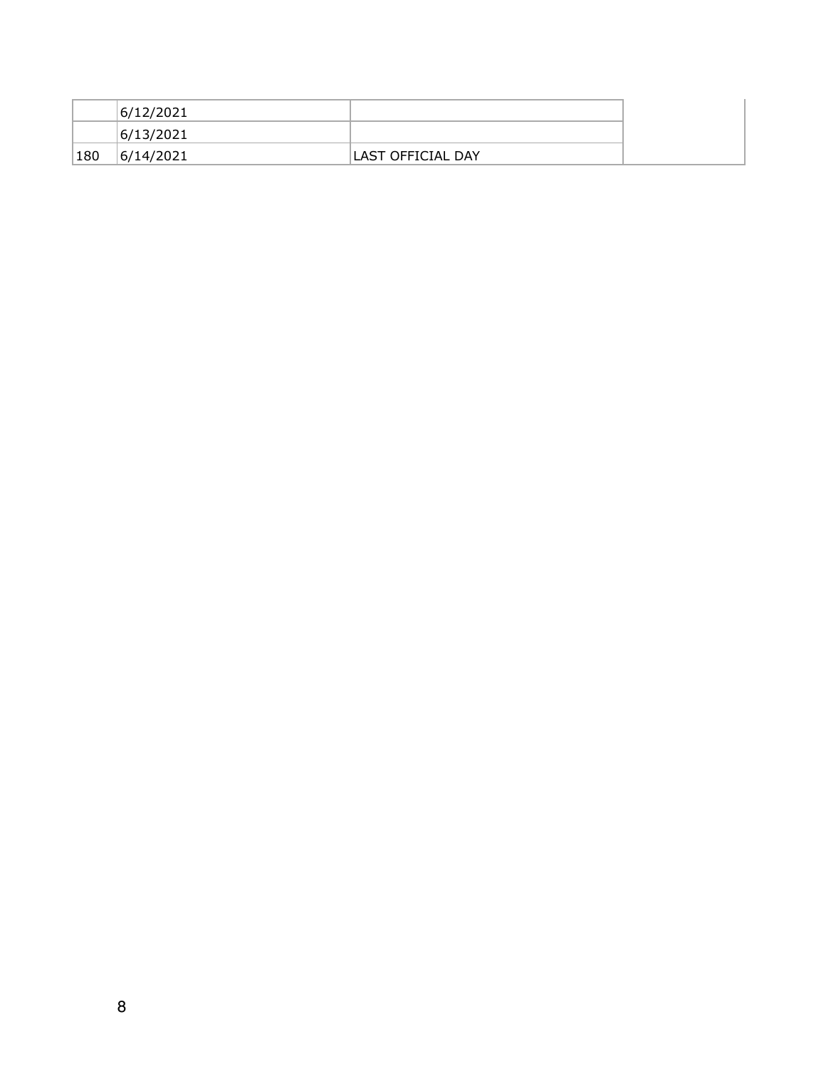| | | | |
|---|---|---|---|
| | 6/12/2021 | | |
| | 6/13/2021 | | |
| 180 | 6/14/2021 | LAST OFFICIAL DAY | |